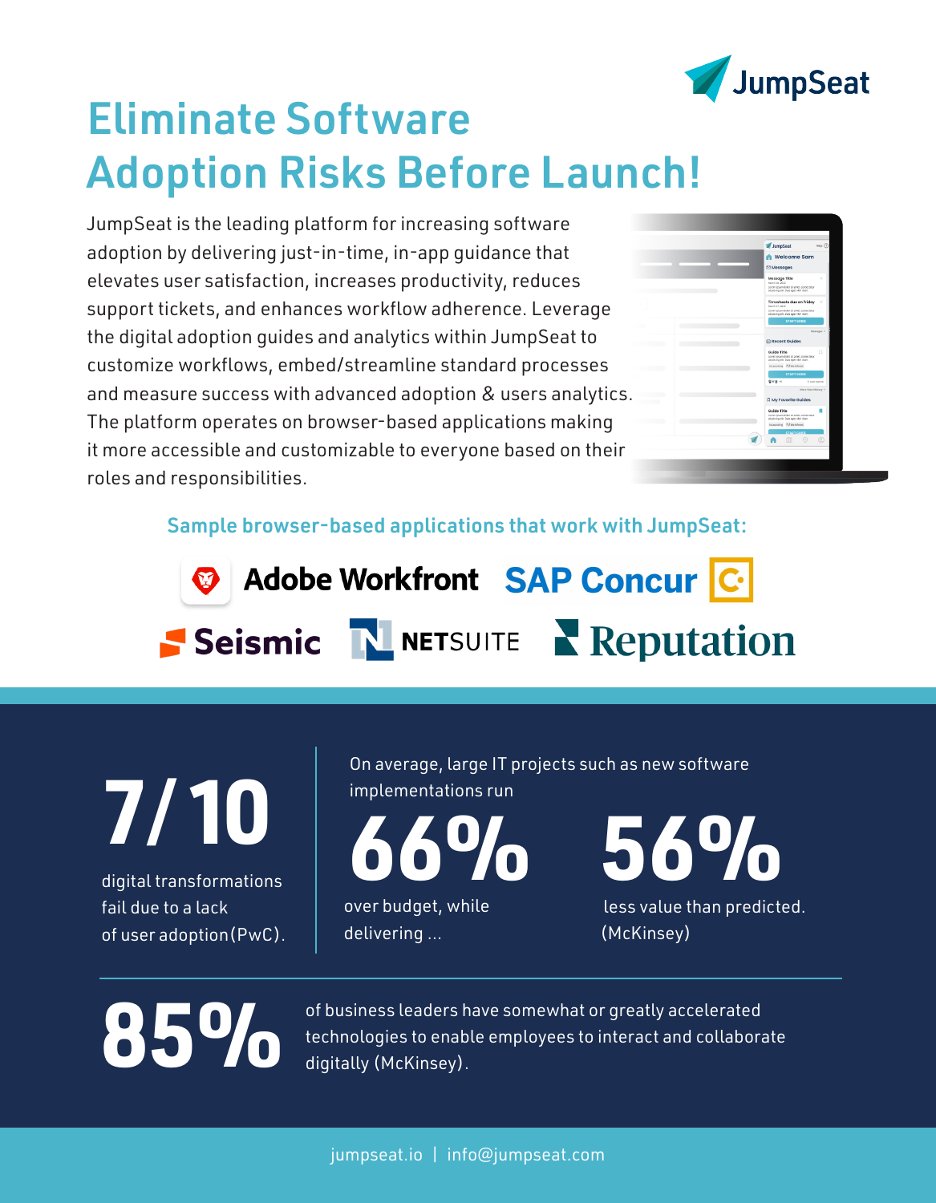JumpSeat

# Eliminate Software Adoption Risks Before Launch!

JumpSeat is the leading platform for increasing software adoption by delivering just-in-time, in-app guidance that elevates user satisfaction, increases productivity, reduces support tickets, and enhances workflow adherence. Leverage the digital adoption guides and analytics within JumpSeat to customize workflows, embed/streamline standard processes and measure success with advanced adoption & users analytics. The platform operates on browser-based applications making it more accessible and customizable to everyone based on their roles and responsibilities.

## Sample browser-based applications that work with JumpSeat:

Adobe Workfront · SAP Concur · Seismic · NETSUITE · Reputation

**7/10** digital transformations fail due to a lack of user adoption (PwC).

On average, large IT projects such as new software implementations run **66%** over budget, while delivering ... **56%** less value than predicted. (McKinsey)

**85%** of business leaders have somewhat or greatly accelerated technologies to enable employees to interact and collaborate digitally (McKinsey).

jumpseat.io | info@jumpseat.com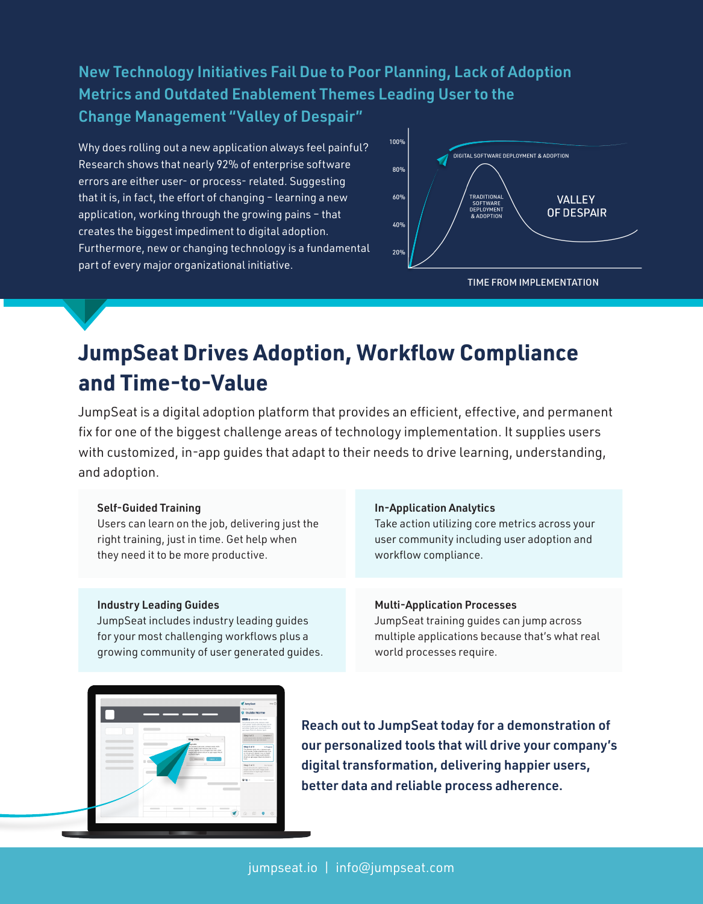## New Technology Initiatives Fail Due to Poor Planning, Lack of Adoption Metrics and Outdated Enablement Themes Leading User to the Change Management "Valley of Despair"

Why does rolling out a new application always feel painful? Research shows that nearly 92% of enterprise software errors are either user- or process- related. Suggesting that it is, in fact, the effort of changing – learning a new application, working through the growing pains – that creates the biggest impediment to digital adoption. Furthermore, new or changing technology is a fundamental part of every major organizational initiative.

100%
80%
60%
40%
20%
DIGITAL SOFTWARE DEPLOYMENT & ADOPTION
TRADITIONAL SOFTWARE DEPLOYMENT & ADOPTION
VALLEY OF DESPAIR
TIME FROM IMPLEMENTATION

# JumpSeat Drives Adoption, Workflow Compliance and Time-to-Value

JumpSeat is a digital adoption platform that provides an efficient, effective, and permanent fix for one of the biggest challenge areas of technology implementation. It supplies users with customized, in-app guides that adapt to their needs to drive learning, understanding, and adoption.

**Self-Guided Training**
Users can learn on the job, delivering just the right training, just in time. Get help when they need it to be more productive.

**In-Application Analytics**
Take action utilizing core metrics across your user community including user adoption and workflow compliance.

**Industry Leading Guides**
JumpSeat includes industry leading guides for your most challenging workflows plus a growing community of user generated guides.

**Multi-Application Processes**
JumpSeat training guides can jump across multiple applications because that's what real world processes require.

**Reach out to JumpSeat today for a demonstration of our personalized tools that will drive your company's digital transformation, delivering happier users, better data and reliable process adherence.**

jumpseat.io | info@jumpseat.com